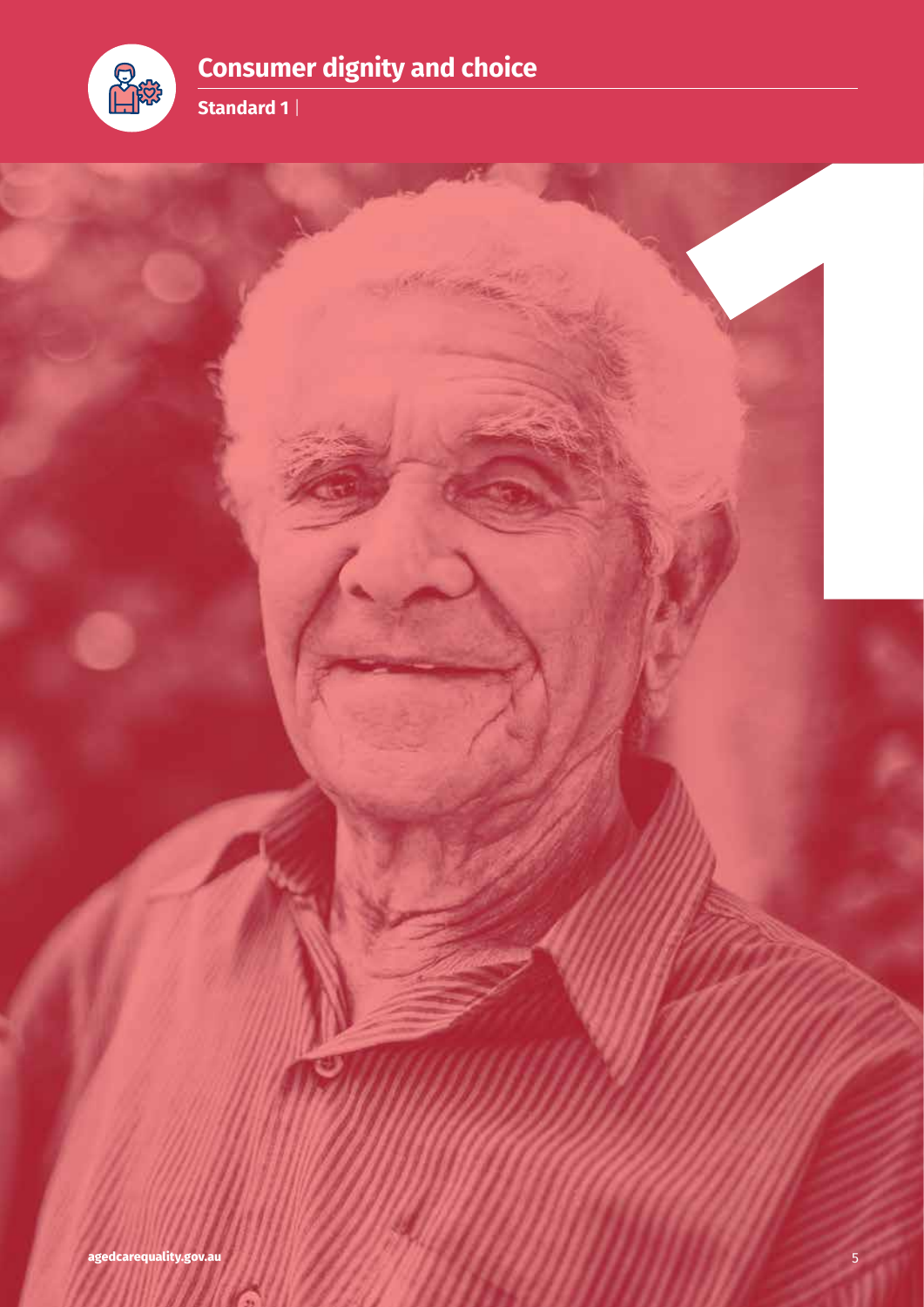# Consumer dignity and choice

**Standard 1** |

1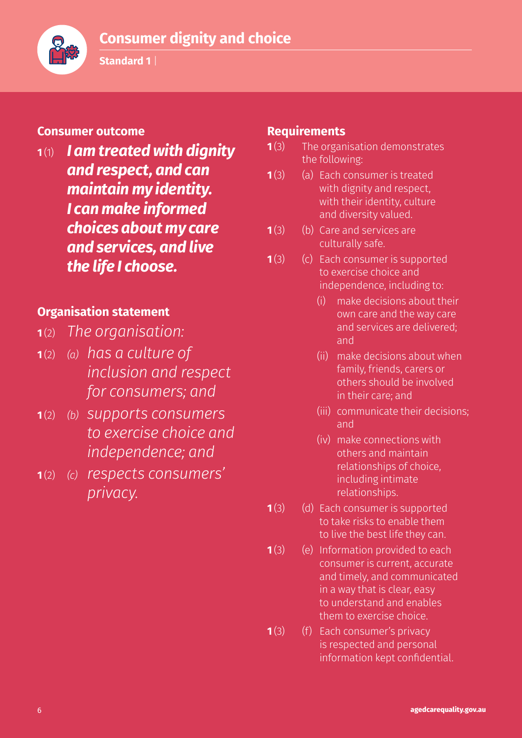# Consumer dignity and choice

**Standard 1**

## Consumer outcome

**1**(1) ***I am treated with dignity and respect, and can maintain my identity. I can make informed choices about my care and services, and live the life I choose.***

## Organisation statement

**1**(2) *The organisation:*

**1**(2) *(a) has a culture of inclusion and respect for consumers; and*

**1**(2) *(b) supports consumers to exercise choice and independence; and*

**1**(2) *(c) respects consumers' privacy.*

## Requirements

**1**(3) The organisation demonstrates the following:

**1**(3) (a) Each consumer is treated with dignity and respect, with their identity, culture and diversity valued.

**1**(3) (b) Care and services are culturally safe.

**1**(3) (c) Each consumer is supported to exercise choice and independence, including to:

- (i) make decisions about their own care and the way care and services are delivered; and
- (ii) make decisions about when family, friends, carers or others should be involved in their care; and
- (iii) communicate their decisions; and
- (iv) make connections with others and maintain relationships of choice, including intimate relationships.

**1**(3) (d) Each consumer is supported to take risks to enable them to live the best life they can.

**1**(3) (e) Information provided to each consumer is current, accurate and timely, and communicated in a way that is clear, easy to understand and enables them to exercise choice.

**1**(3) (f) Each consumer's privacy is respected and personal information kept confidential.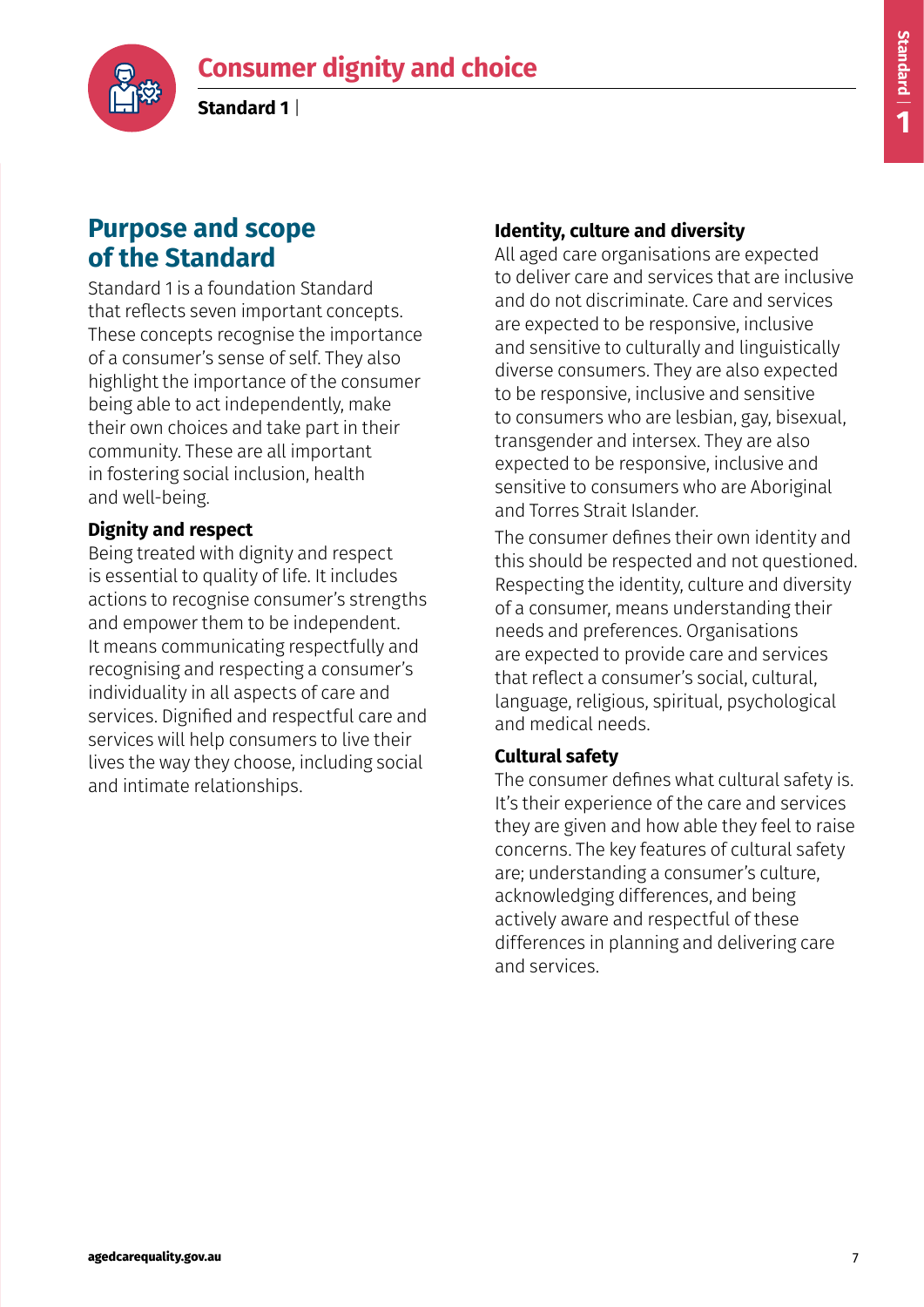# Consumer dignity and choice

**Standard 1** |

## Purpose and scope of the Standard

Standard 1 is a foundation Standard that reflects seven important concepts. These concepts recognise the importance of a consumer's sense of self. They also highlight the importance of the consumer being able to act independently, make their own choices and take part in their community. These are all important in fostering social inclusion, health and well-being.

### Dignity and respect

Being treated with dignity and respect is essential to quality of life. It includes actions to recognise consumer's strengths and empower them to be independent. It means communicating respectfully and recognising and respecting a consumer's individuality in all aspects of care and services. Dignified and respectful care and services will help consumers to live their lives the way they choose, including social and intimate relationships.

### Identity, culture and diversity

All aged care organisations are expected to deliver care and services that are inclusive and do not discriminate. Care and services are expected to be responsive, inclusive and sensitive to culturally and linguistically diverse consumers. They are also expected to be responsive, inclusive and sensitive to consumers who are lesbian, gay, bisexual, transgender and intersex. They are also expected to be responsive, inclusive and sensitive to consumers who are Aboriginal and Torres Strait Islander.

The consumer defines their own identity and this should be respected and not questioned. Respecting the identity, culture and diversity of a consumer, means understanding their needs and preferences. Organisations are expected to provide care and services that reflect a consumer's social, cultural, language, religious, spiritual, psychological and medical needs.

### Cultural safety

The consumer defines what cultural safety is. It's their experience of the care and services they are given and how able they feel to raise concerns. The key features of cultural safety are; understanding a consumer's culture, acknowledging differences, and being actively aware and respectful of these differences in planning and delivering care and services.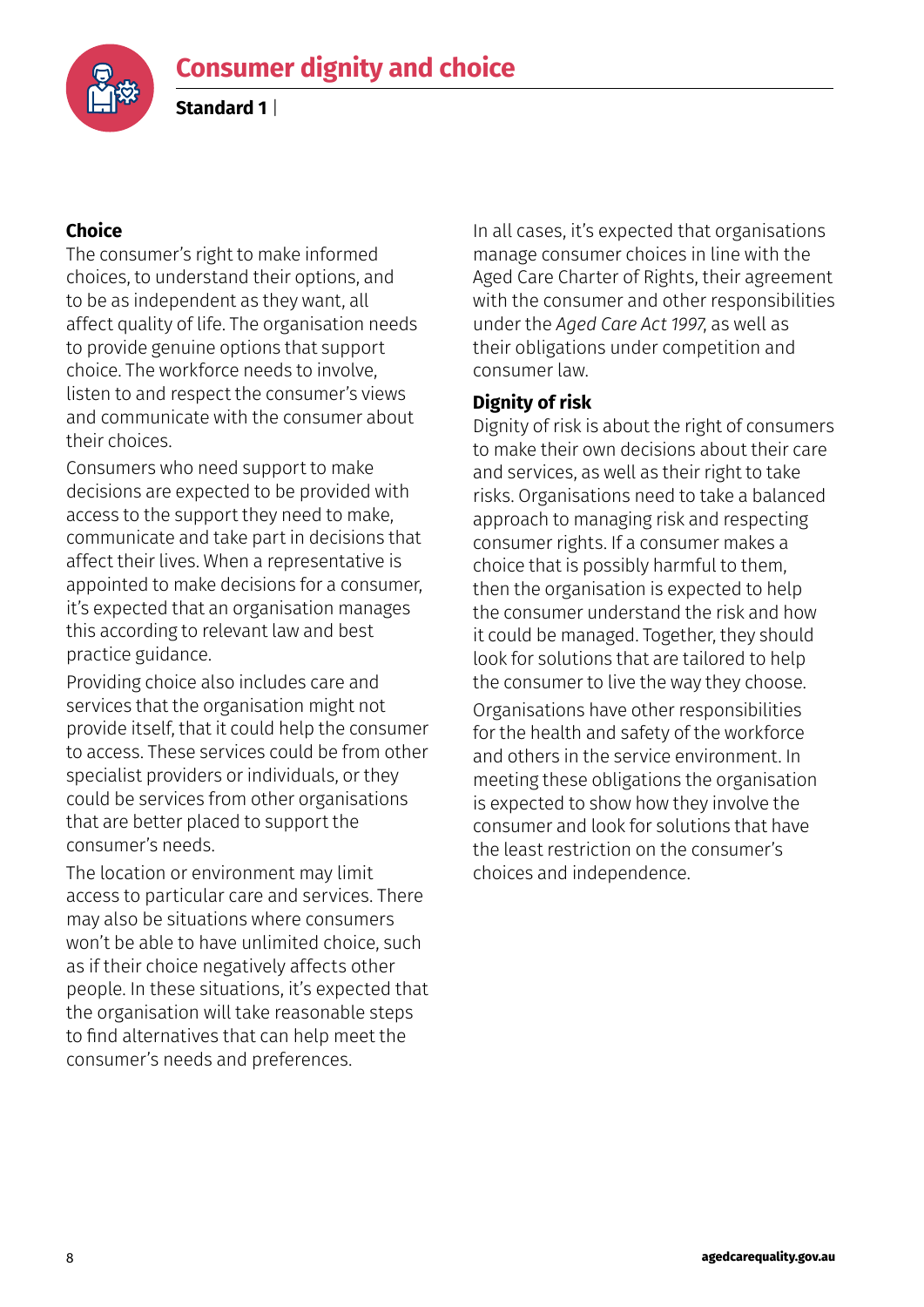# Consumer dignity and choice

**Standard 1** |

### Choice

The consumer's right to make informed choices, to understand their options, and to be as independent as they want, all affect quality of life. The organisation needs to provide genuine options that support choice. The workforce needs to involve, listen to and respect the consumer's views and communicate with the consumer about their choices.

Consumers who need support to make decisions are expected to be provided with access to the support they need to make, communicate and take part in decisions that affect their lives. When a representative is appointed to make decisions for a consumer, it's expected that an organisation manages this according to relevant law and best practice guidance.

Providing choice also includes care and services that the organisation might not provide itself, that it could help the consumer to access. These services could be from other specialist providers or individuals, or they could be services from other organisations that are better placed to support the consumer's needs.

The location or environment may limit access to particular care and services. There may also be situations where consumers won't be able to have unlimited choice, such as if their choice negatively affects other people. In these situations, it's expected that the organisation will take reasonable steps to find alternatives that can help meet the consumer's needs and preferences.

In all cases, it's expected that organisations manage consumer choices in line with the Aged Care Charter of Rights, their agreement with the consumer and other responsibilities under the *Aged Care Act 1997*, as well as their obligations under competition and consumer law.

### Dignity of risk

Dignity of risk is about the right of consumers to make their own decisions about their care and services, as well as their right to take risks. Organisations need to take a balanced approach to managing risk and respecting consumer rights. If a consumer makes a choice that is possibly harmful to them, then the organisation is expected to help the consumer understand the risk and how it could be managed. Together, they should look for solutions that are tailored to help the consumer to live the way they choose.

Organisations have other responsibilities for the health and safety of the workforce and others in the service environment. In meeting these obligations the organisation is expected to show how they involve the consumer and look for solutions that have the least restriction on the consumer's choices and independence.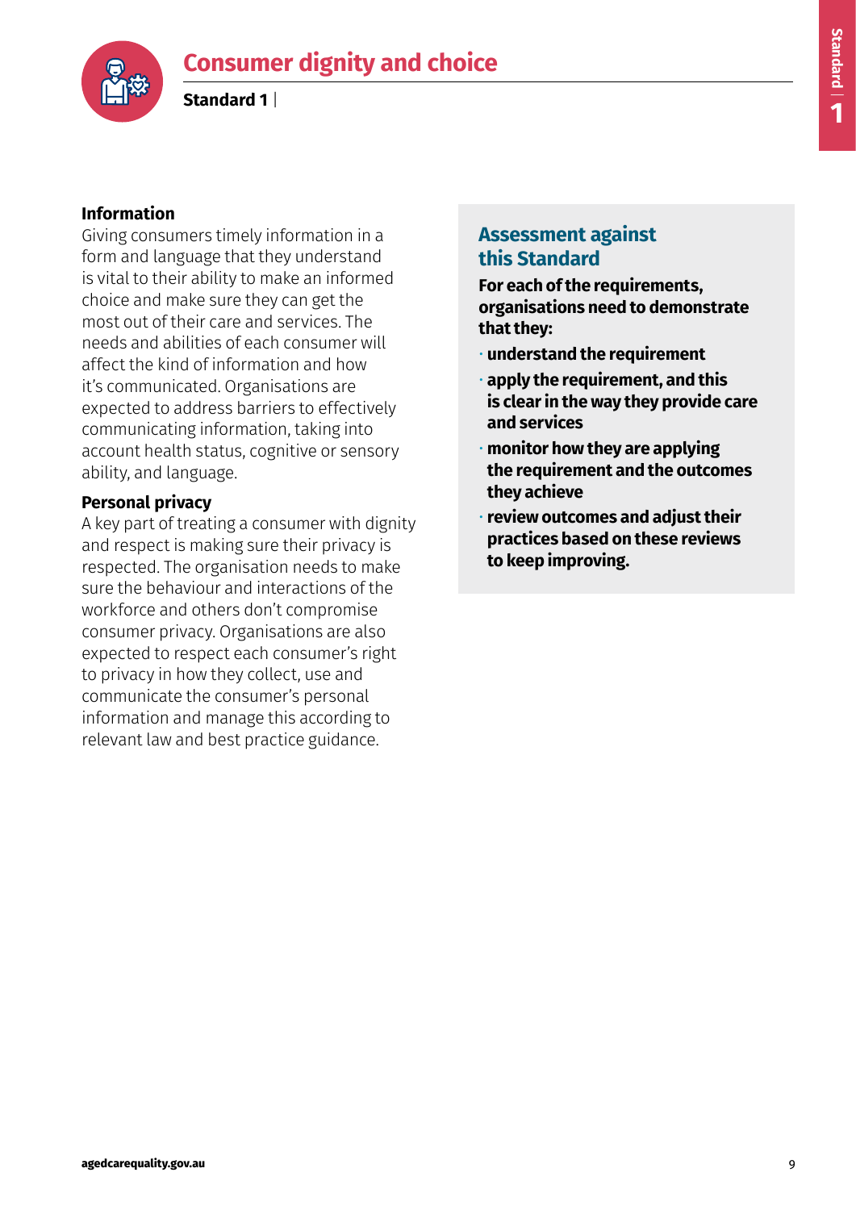## Information

Giving consumers timely information in a form and language that they understand is vital to their ability to make an informed choice and make sure they can get the most out of their care and services. The needs and abilities of each consumer will affect the kind of information and how it's communicated. Organisations are expected to address barriers to effectively communicating information, taking into account health status, cognitive or sensory ability, and language.

## Personal privacy

A key part of treating a consumer with dignity and respect is making sure their privacy is respected. The organisation needs to make sure the behaviour and interactions of the workforce and others don't compromise consumer privacy. Organisations are also expected to respect each consumer's right to privacy in how they collect, use and communicate the consumer's personal information and manage this according to relevant law and best practice guidance.

## Assessment against this Standard

**For each of the requirements, organisations need to demonstrate that they:**

- **understand the requirement**
- **apply the requirement, and this is clear in the way they provide care and services**
- **monitor how they are applying the requirement and the outcomes they achieve**
- **review outcomes and adjust their practices based on these reviews to keep improving.**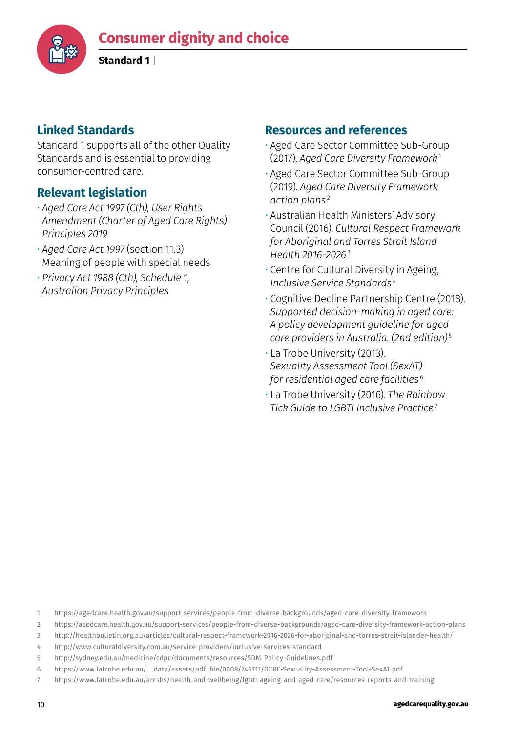# Consumer dignity and choice

**Standard 1** |

## Linked Standards

Standard 1 supports all of the other Quality Standards and is essential to providing consumer-centred care.

## Relevant legislation

- *Aged Care Act 1997 (Cth), User Rights Amendment (Charter of Aged Care Rights) Principles 2019*
- *Aged Care Act 1997* (section 11.3) Meaning of people with special needs
- *Privacy Act 1988 (Cth), Schedule 1, Australian Privacy Principles*

## Resources and references

- Aged Care Sector Committee Sub-Group (2017). *Aged Care Diversity Framework*[1]
- Aged Care Sector Committee Sub-Group (2019). *Aged Care Diversity Framework action plans*[2]
- Australian Health Ministers' Advisory Council (2016). *Cultural Respect Framework for Aboriginal and Torres Strait Island Health 2016-2026*[3]
- Centre for Cultural Diversity in Ageing, *Inclusive Service Standards*[4]
- Cognitive Decline Partnership Centre (2018). *Supported decision-making in aged care: A policy development guideline for aged care providers in Australia. (2nd edition)*[5]
- La Trobe University (2013). *Sexuality Assessment Tool (SexAT) for residential aged care facilities*[6]
- La Trobe University (2016). *The Rainbow Tick Guide to LGBTI Inclusive Practice*[7]

1 https://agedcare.health.gov.au/support-services/people-from-diverse-backgrounds/aged-care-diversity-framework
2 https://agedcare.health.gov.au/support-services/people-from-diverse-backgrounds/aged-care-diversity-framework-action-plans
3 http://healthbulletin.org.au/articles/cultural-respect-framework-2016-2026-for-aboriginal-and-torres-strait-islander-health/
4 http://www.culturaldiversity.com.au/service-providers/inclusive-services-standard
5 http://sydney.edu.au/medicine/cdpc/documents/resources/SDM-Policy-Guidelines.pdf
6 https://www.latrobe.edu.au/__data/assets/pdf_file/0008/746711/DCRC-Sexuality-Assessment-Tool-SexAT.pdf
7 https://www.latrobe.edu.au/arcshs/health-and-wellbeing/lgbti-ageing-and-aged-care/resources-reports-and-training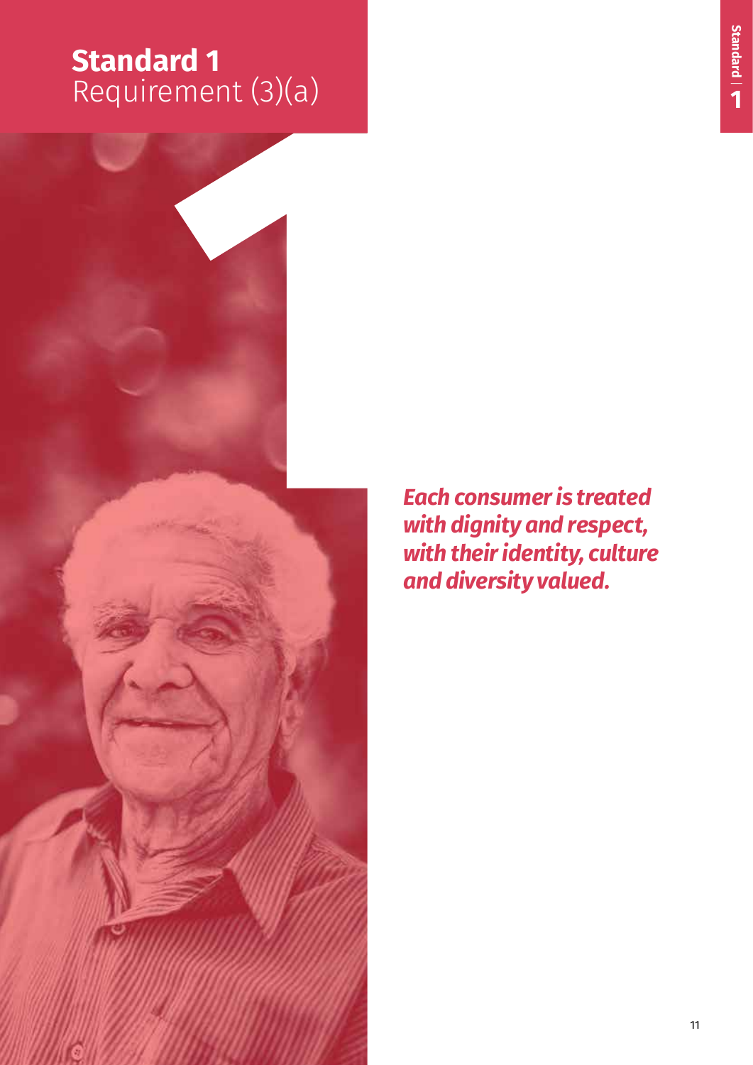# Standard 1
## Requirement (3)(a)

***Each consumer is treated with dignity and respect, with their identity, culture and diversity valued.***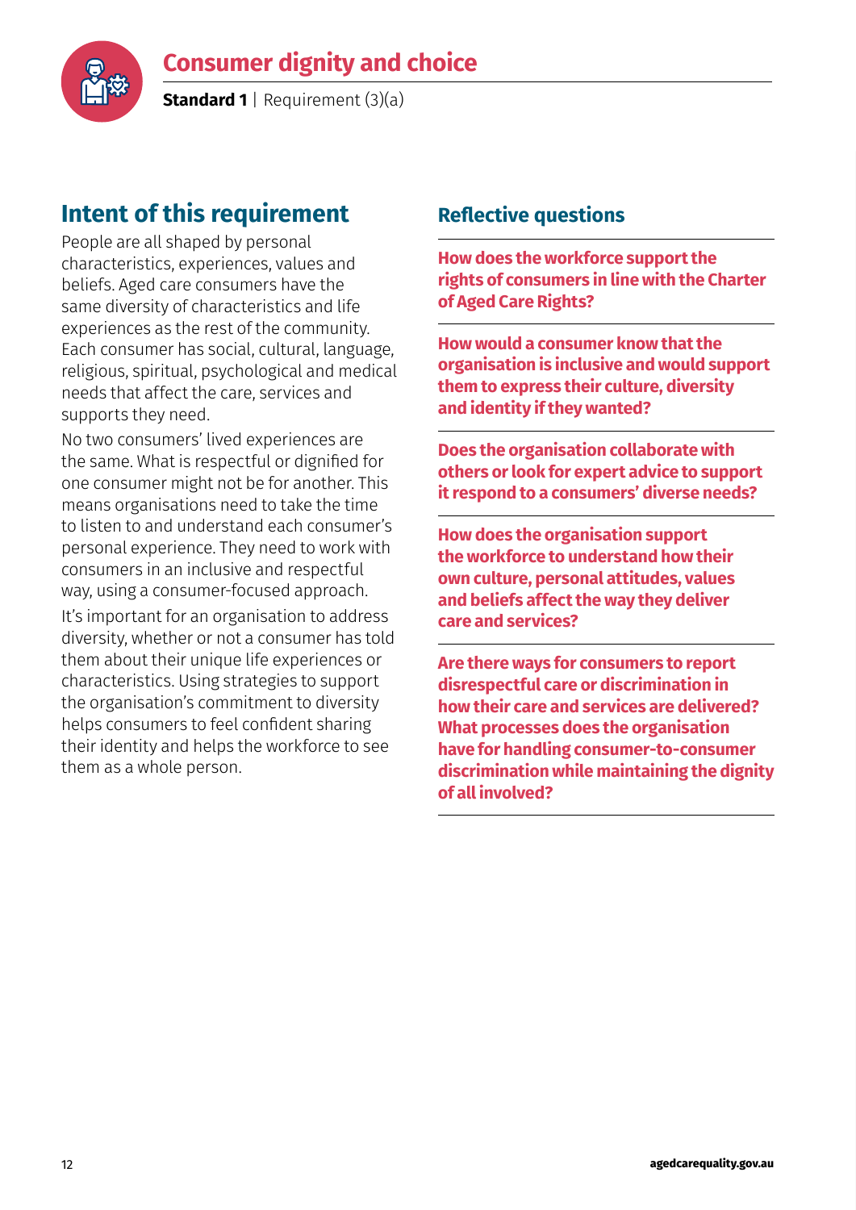# Consumer dignity and choice

**Standard 1** | Requirement (3)(a)

## Intent of this requirement

People are all shaped by personal characteristics, experiences, values and beliefs. Aged care consumers have the same diversity of characteristics and life experiences as the rest of the community. Each consumer has social, cultural, language, religious, spiritual, psychological and medical needs that affect the care, services and supports they need.

No two consumers' lived experiences are the same. What is respectful or dignified for one consumer might not be for another. This means organisations need to take the time to listen to and understand each consumer's personal experience. They need to work with consumers in an inclusive and respectful way, using a consumer-focused approach.

It's important for an organisation to address diversity, whether or not a consumer has told them about their unique life experiences or characteristics. Using strategies to support the organisation's commitment to diversity helps consumers to feel confident sharing their identity and helps the workforce to see them as a whole person.

### Reflective questions

**How does the workforce support the rights of consumers in line with the Charter of Aged Care Rights?**

**How would a consumer know that the organisation is inclusive and would support them to express their culture, diversity and identity if they wanted?**

**Does the organisation collaborate with others or look for expert advice to support it respond to a consumers' diverse needs?**

**How does the organisation support the workforce to understand how their own culture, personal attitudes, values and beliefs affect the way they deliver care and services?**

**Are there ways for consumers to report disrespectful care or discrimination in how their care and services are delivered? What processes does the organisation have for handling consumer-to-consumer discrimination while maintaining the dignity of all involved?**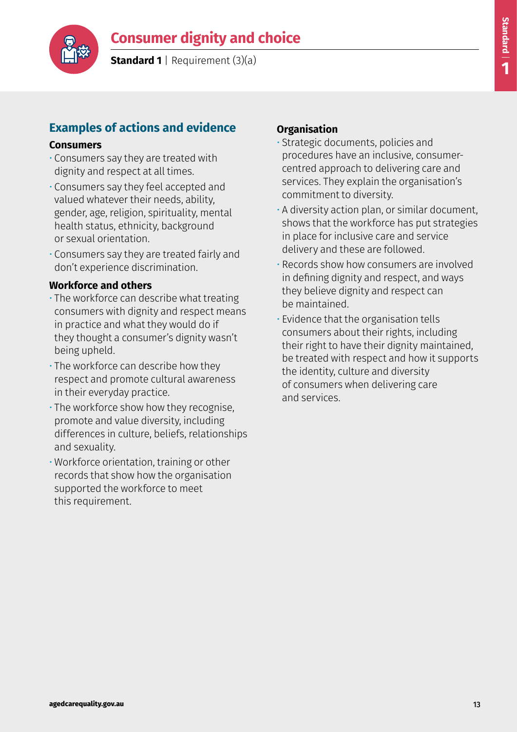# Consumer dignity and choice

**Standard 1** | Requirement (3)(a)

## Examples of actions and evidence

### Consumers

- Consumers say they are treated with dignity and respect at all times.
- Consumers say they feel accepted and valued whatever their needs, ability, gender, age, religion, spirituality, mental health status, ethnicity, background or sexual orientation.
- Consumers say they are treated fairly and don't experience discrimination.

### Workforce and others

- The workforce can describe what treating consumers with dignity and respect means in practice and what they would do if they thought a consumer's dignity wasn't being upheld.
- The workforce can describe how they respect and promote cultural awareness in their everyday practice.
- The workforce show how they recognise, promote and value diversity, including differences in culture, beliefs, relationships and sexuality.
- Workforce orientation, training or other records that show how the organisation supported the workforce to meet this requirement.

### Organisation

- Strategic documents, policies and procedures have an inclusive, consumer-centred approach to delivering care and services. They explain the organisation's commitment to diversity.
- A diversity action plan, or similar document, shows that the workforce has put strategies in place for inclusive care and service delivery and these are followed.
- Records show how consumers are involved in defining dignity and respect, and ways they believe dignity and respect can be maintained.
- Evidence that the organisation tells consumers about their rights, including their right to have their dignity maintained, be treated with respect and how it supports the identity, culture and diversity of consumers when delivering care and services.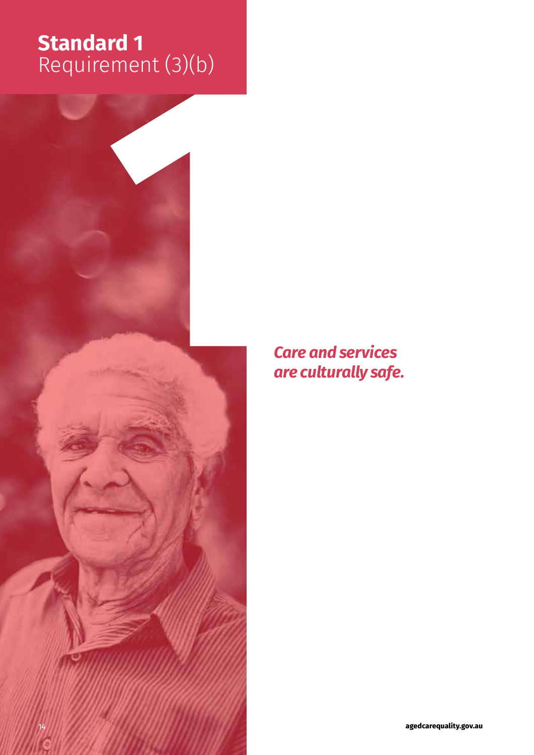# Standard 1
## Requirement (3)(b)

***Care and services are culturally safe.***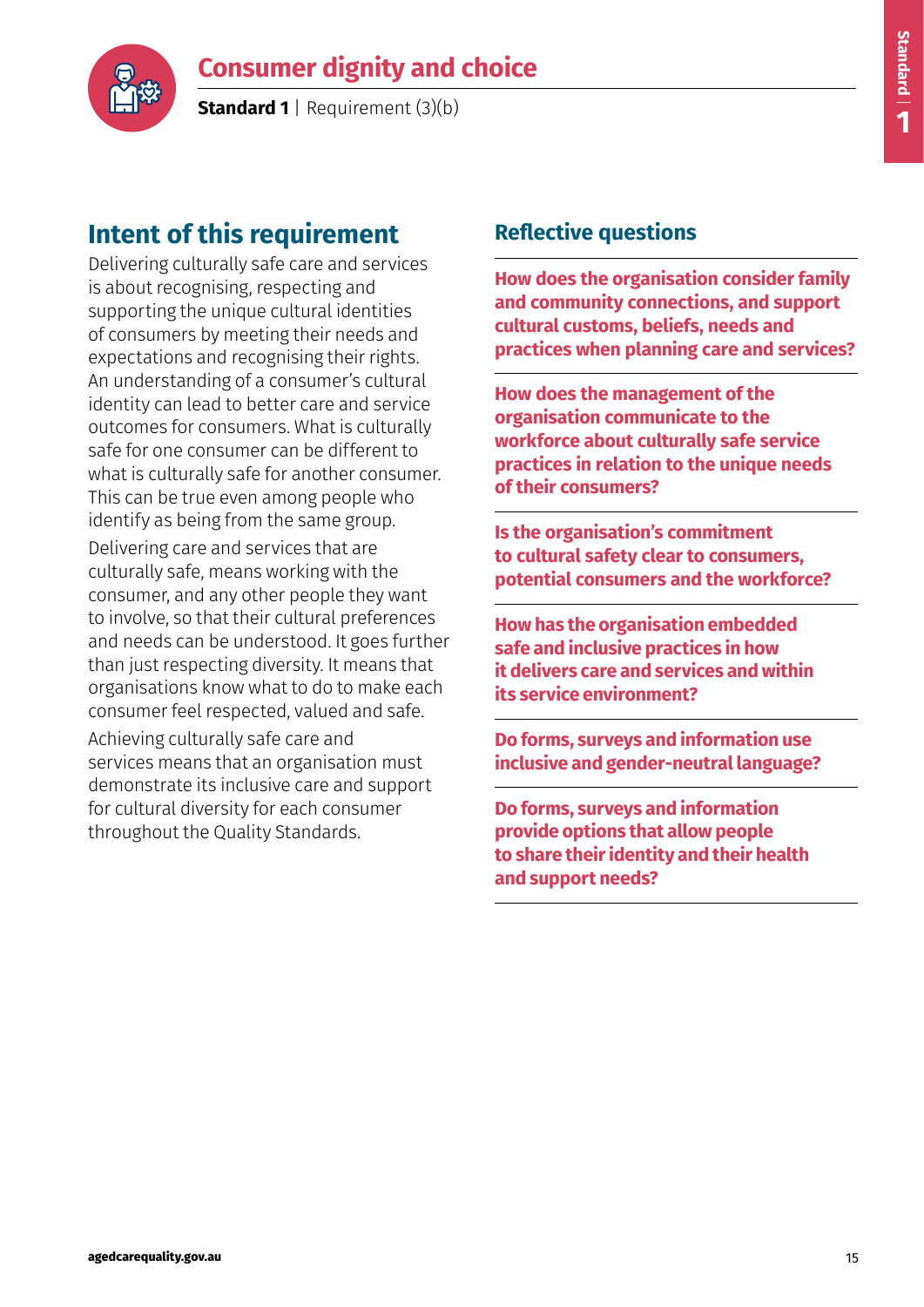# Consumer dignity and choice

**Standard 1** | Requirement (3)(b)

## Intent of this requirement

Delivering culturally safe care and services is about recognising, respecting and supporting the unique cultural identities of consumers by meeting their needs and expectations and recognising their rights. An understanding of a consumer's cultural identity can lead to better care and service outcomes for consumers. What is culturally safe for one consumer can be different to what is culturally safe for another consumer. This can be true even among people who identify as being from the same group.

Delivering care and services that are culturally safe, means working with the consumer, and any other people they want to involve, so that their cultural preferences and needs can be understood. It goes further than just respecting diversity. It means that organisations know what to do to make each consumer feel respected, valued and safe.

Achieving culturally safe care and services means that an organisation must demonstrate its inclusive care and support for cultural diversity for each consumer throughout the Quality Standards.

## Reflective questions

**How does the organisation consider family and community connections, and support cultural customs, beliefs, needs and practices when planning care and services?**

**How does the management of the organisation communicate to the workforce about culturally safe service practices in relation to the unique needs of their consumers?**

**Is the organisation's commitment to cultural safety clear to consumers, potential consumers and the workforce?**

**How has the organisation embedded safe and inclusive practices in how it delivers care and services and within its service environment?**

**Do forms, surveys and information use inclusive and gender-neutral language?**

**Do forms, surveys and information provide options that allow people to share their identity and their health and support needs?**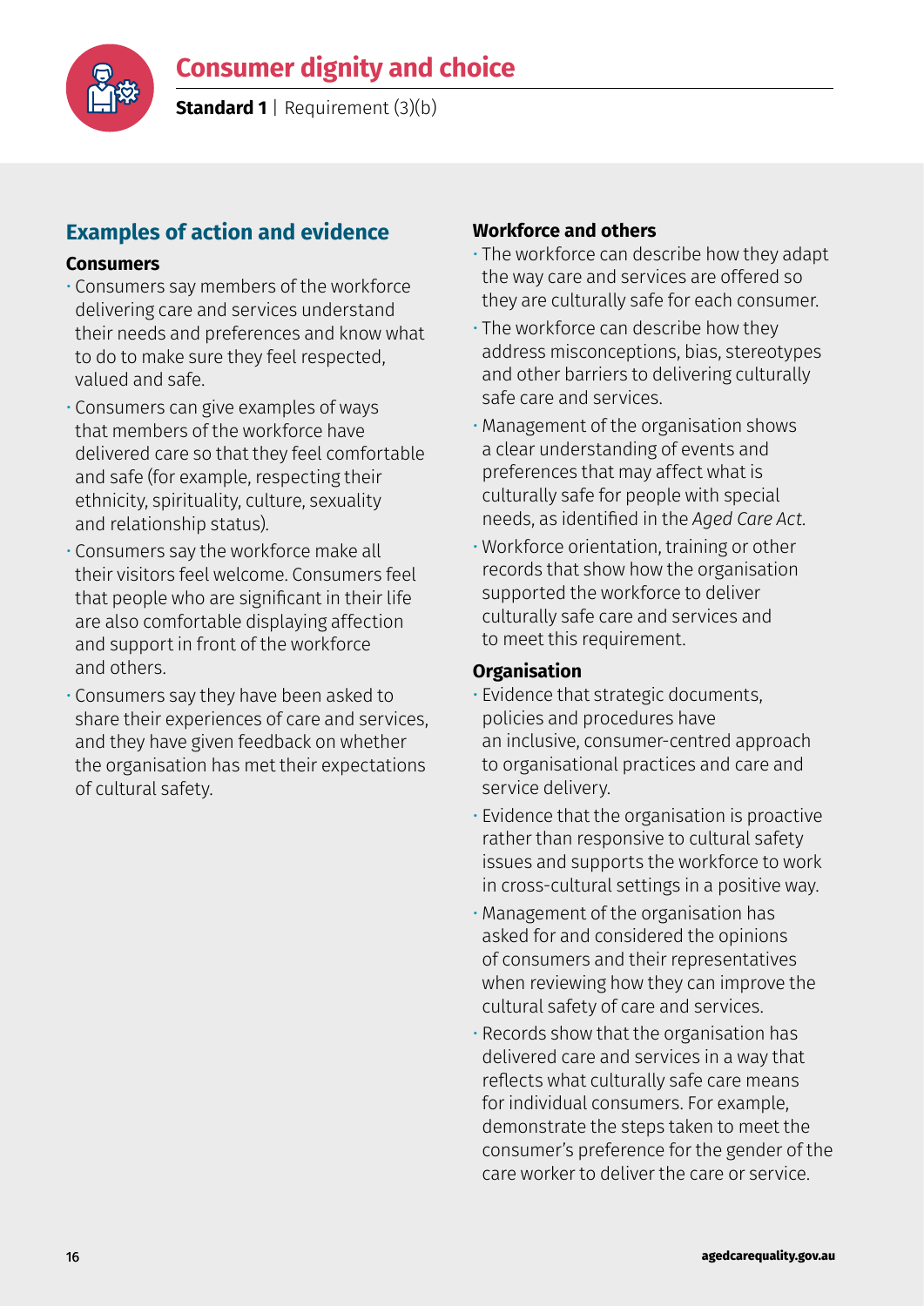# Consumer dignity and choice

**Standard 1** | Requirement (3)(b)

## Examples of action and evidence

### Consumers

- Consumers say members of the workforce delivering care and services understand their needs and preferences and know what to do to make sure they feel respected, valued and safe.
- Consumers can give examples of ways that members of the workforce have delivered care so that they feel comfortable and safe (for example, respecting their ethnicity, spirituality, culture, sexuality and relationship status).
- Consumers say the workforce make all their visitors feel welcome. Consumers feel that people who are significant in their life are also comfortable displaying affection and support in front of the workforce and others.
- Consumers say they have been asked to share their experiences of care and services, and they have given feedback on whether the organisation has met their expectations of cultural safety.

### Workforce and others

- The workforce can describe how they adapt the way care and services are offered so they are culturally safe for each consumer.
- The workforce can describe how they address misconceptions, bias, stereotypes and other barriers to delivering culturally safe care and services.
- Management of the organisation shows a clear understanding of events and preferences that may affect what is culturally safe for people with special needs, as identified in the *Aged Care Act*.
- Workforce orientation, training or other records that show how the organisation supported the workforce to deliver culturally safe care and services and to meet this requirement.

### Organisation

- Evidence that strategic documents, policies and procedures have an inclusive, consumer-centred approach to organisational practices and care and service delivery.
- Evidence that the organisation is proactive rather than responsive to cultural safety issues and supports the workforce to work in cross-cultural settings in a positive way.
- Management of the organisation has asked for and considered the opinions of consumers and their representatives when reviewing how they can improve the cultural safety of care and services.
- Records show that the organisation has delivered care and services in a way that reflects what culturally safe care means for individual consumers. For example, demonstrate the steps taken to meet the consumer's preference for the gender of the care worker to deliver the care or service.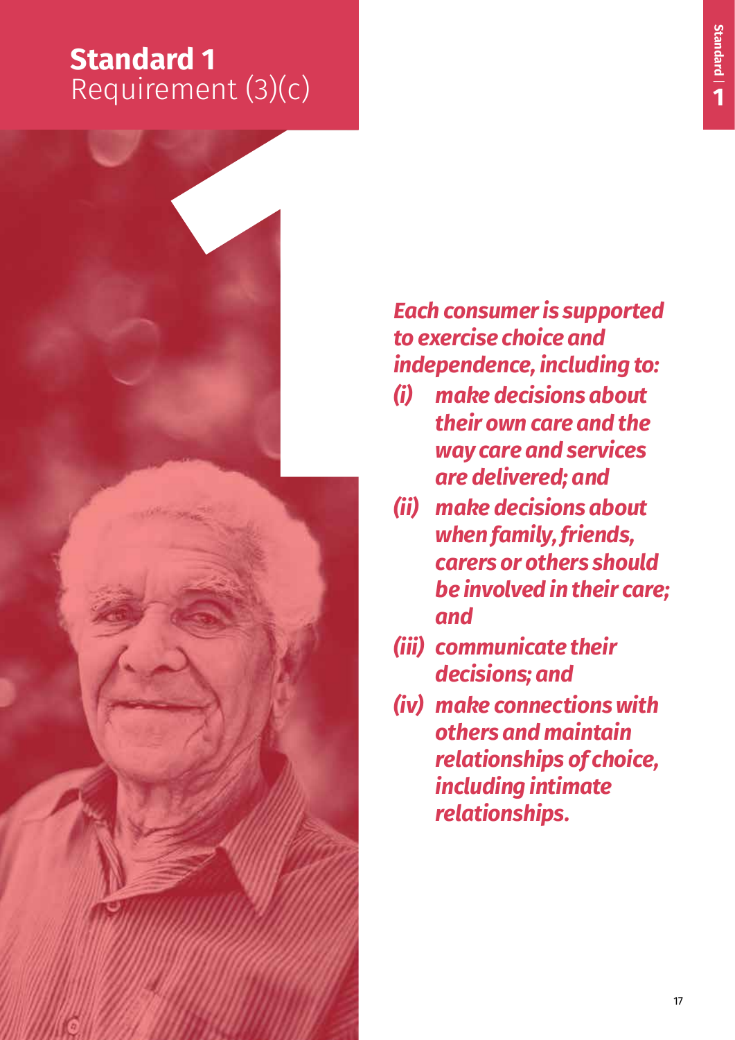# Standard 1
## Requirement (3)(c)

***Each consumer is supported to exercise choice and independence, including to:***

***(i) make decisions about their own care and the way care and services are delivered; and***

***(ii) make decisions about when family, friends, carers or others should be involved in their care; and***

***(iii) communicate their decisions; and***

***(iv) make connections with others and maintain relationships of choice, including intimate relationships.***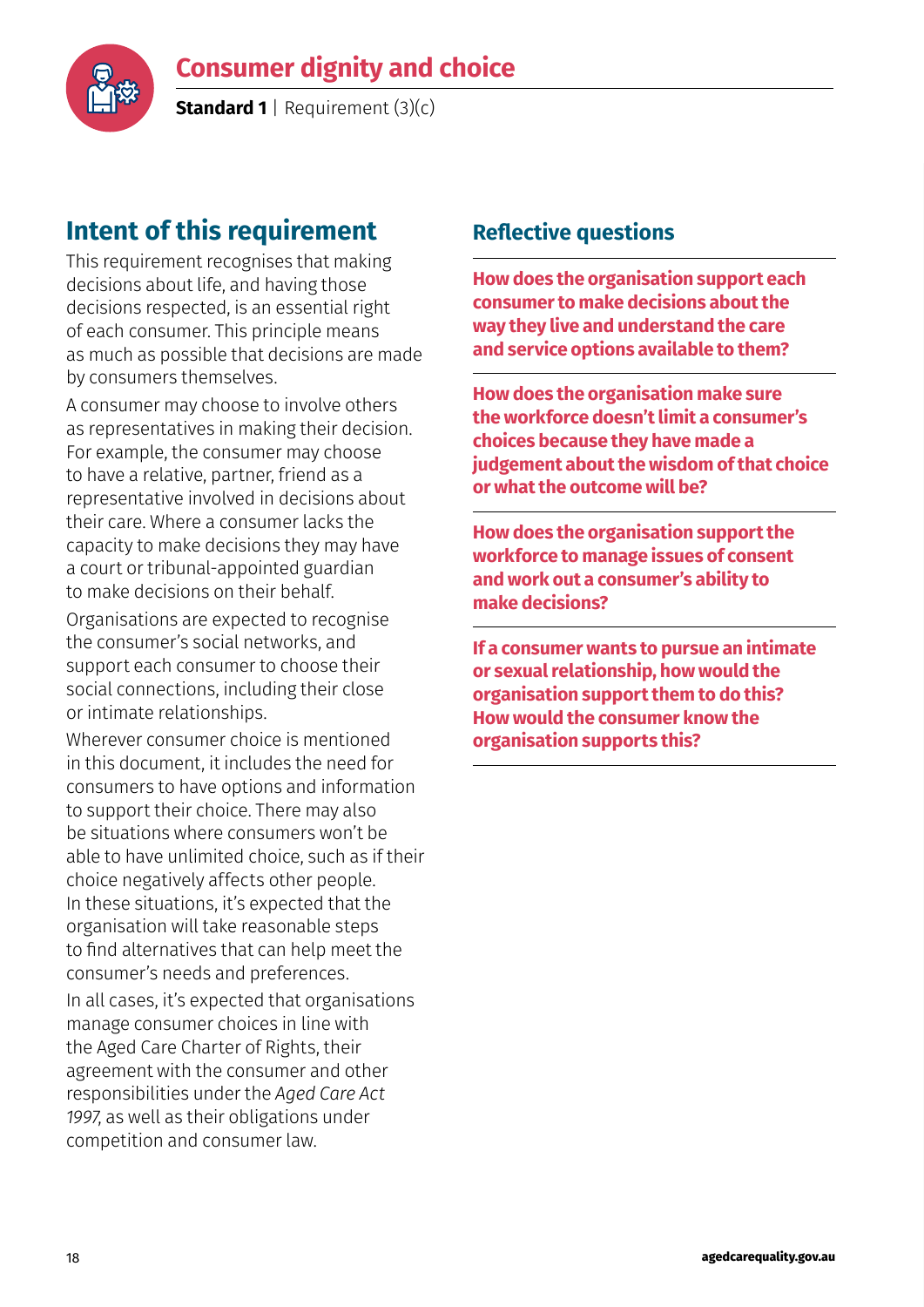# Consumer dignity and choice

**Standard 1** | Requirement (3)(c)

## Intent of this requirement

This requirement recognises that making decisions about life, and having those decisions respected, is an essential right of each consumer. This principle means as much as possible that decisions are made by consumers themselves.

A consumer may choose to involve others as representatives in making their decision. For example, the consumer may choose to have a relative, partner, friend as a representative involved in decisions about their care. Where a consumer lacks the capacity to make decisions they may have a court or tribunal-appointed guardian to make decisions on their behalf.

Organisations are expected to recognise the consumer's social networks, and support each consumer to choose their social connections, including their close or intimate relationships.

Wherever consumer choice is mentioned in this document, it includes the need for consumers to have options and information to support their choice. There may also be situations where consumers won't be able to have unlimited choice, such as if their choice negatively affects other people. In these situations, it's expected that the organisation will take reasonable steps to find alternatives that can help meet the consumer's needs and preferences.

In all cases, it's expected that organisations manage consumer choices in line with the Aged Care Charter of Rights, their agreement with the consumer and other responsibilities under the *Aged Care Act 1997*, as well as their obligations under competition and consumer law.

## Reflective questions

**How does the organisation support each consumer to make decisions about the way they live and understand the care and service options available to them?**

**How does the organisation make sure the workforce doesn't limit a consumer's choices because they have made a judgement about the wisdom of that choice or what the outcome will be?**

**How does the organisation support the workforce to manage issues of consent and work out a consumer's ability to make decisions?**

**If a consumer wants to pursue an intimate or sexual relationship, how would the organisation support them to do this? How would the consumer know the organisation supports this?**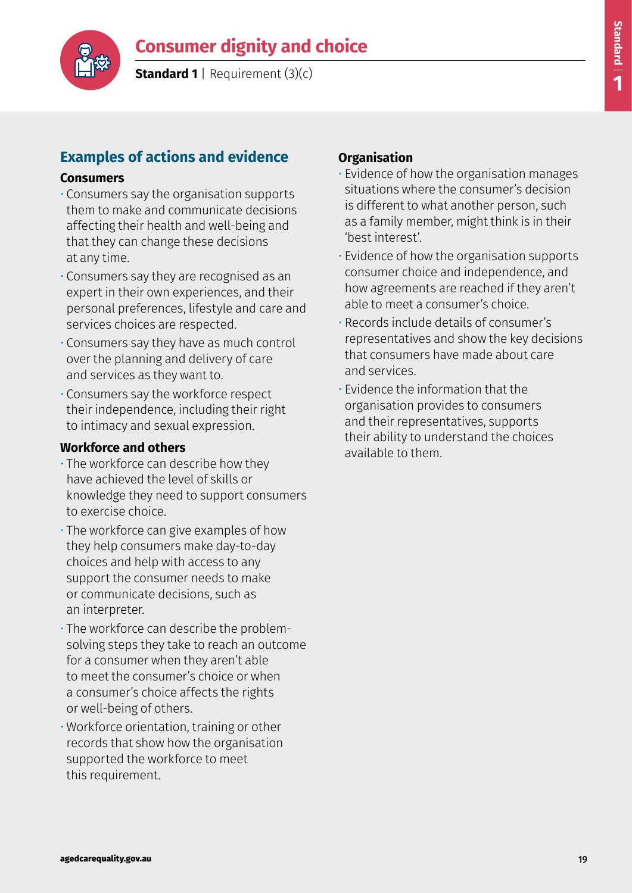# Consumer dignity and choice

**Standard 1** | Requirement (3)(c)

## Examples of actions and evidence

### Consumers

- Consumers say the organisation supports them to make and communicate decisions affecting their health and well-being and that they can change these decisions at any time.
- Consumers say they are recognised as an expert in their own experiences, and their personal preferences, lifestyle and care and services choices are respected.
- Consumers say they have as much control over the planning and delivery of care and services as they want to.
- Consumers say the workforce respect their independence, including their right to intimacy and sexual expression.

### Workforce and others

- The workforce can describe how they have achieved the level of skills or knowledge they need to support consumers to exercise choice.
- The workforce can give examples of how they help consumers make day-to-day choices and help with access to any support the consumer needs to make or communicate decisions, such as an interpreter.
- The workforce can describe the problem-solving steps they take to reach an outcome for a consumer when they aren't able to meet the consumer's choice or when a consumer's choice affects the rights or well-being of others.
- Workforce orientation, training or other records that show how the organisation supported the workforce to meet this requirement.

### Organisation

- Evidence of how the organisation manages situations where the consumer's decision is different to what another person, such as a family member, might think is in their 'best interest'.
- Evidence of how the organisation supports consumer choice and independence, and how agreements are reached if they aren't able to meet a consumer's choice.
- Records include details of consumer's representatives and show the key decisions that consumers have made about care and services.
- Evidence the information that the organisation provides to consumers and their representatives, supports their ability to understand the choices available to them.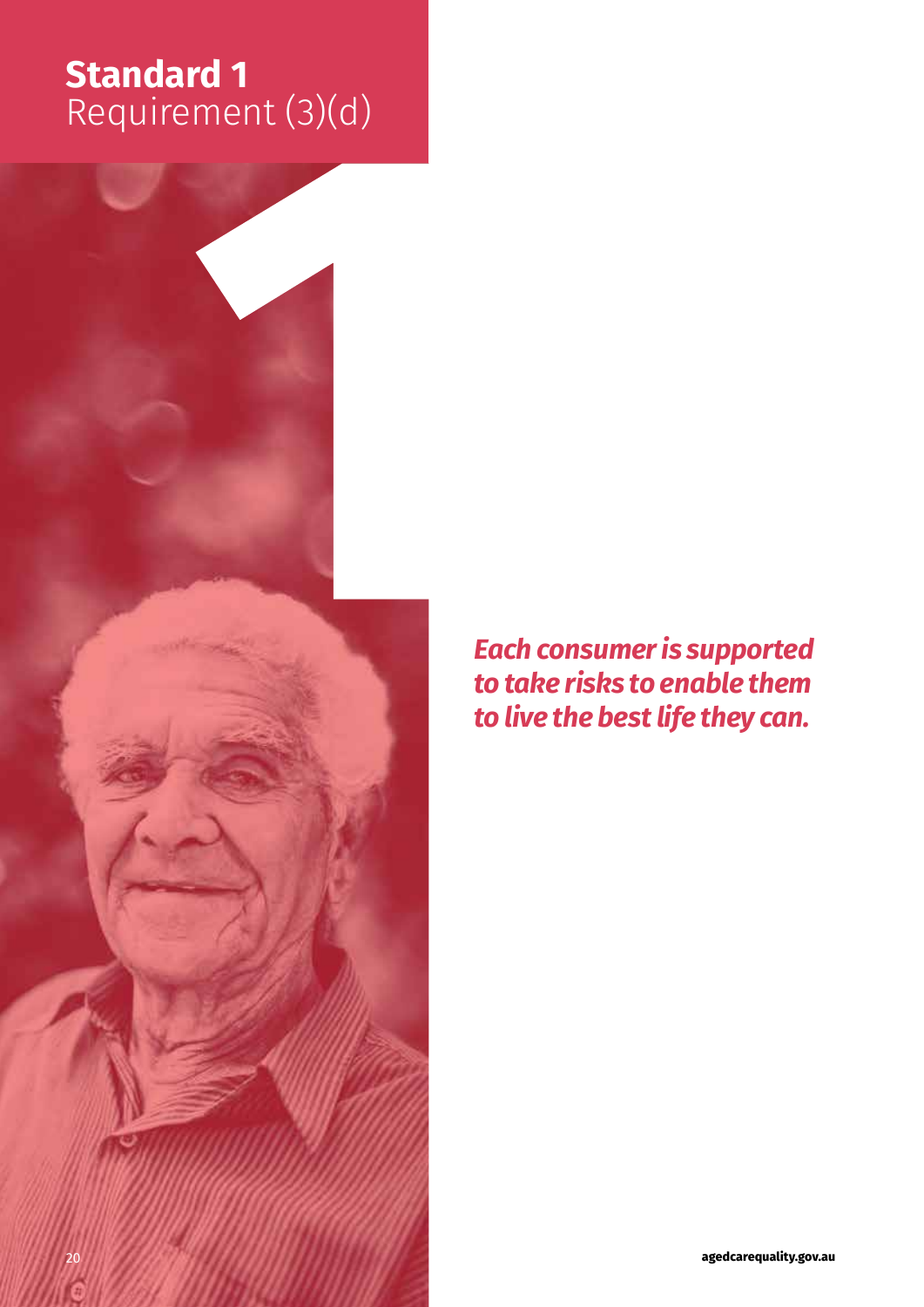# Standard 1
## Requirement (3)(d)

***Each consumer is supported to take risks to enable them to live the best life they can.***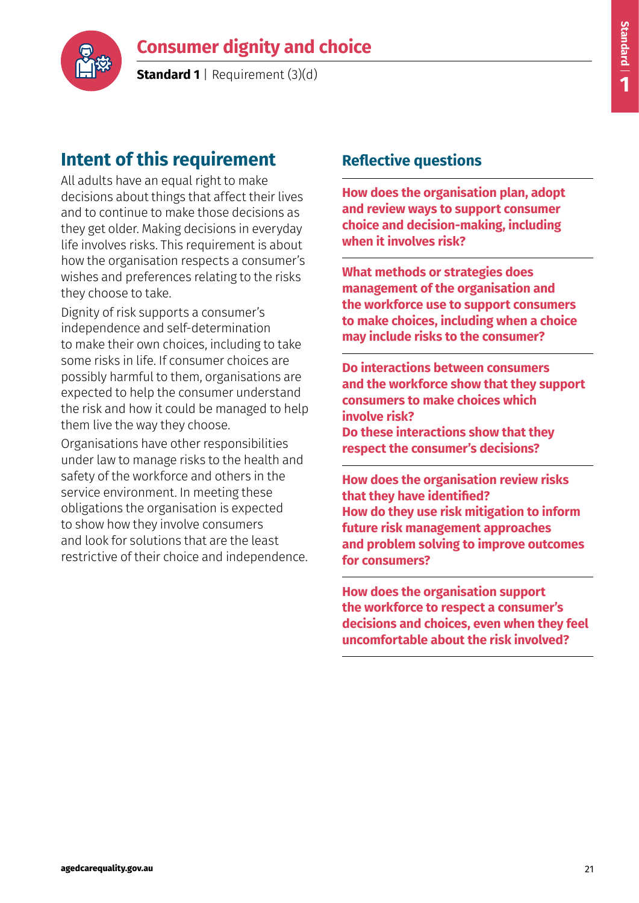# Consumer dignity and choice

**Standard 1** | Requirement (3)(d)

## Intent of this requirement

All adults have an equal right to make decisions about things that affect their lives and to continue to make those decisions as they get older. Making decisions in everyday life involves risks. This requirement is about how the organisation respects a consumer's wishes and preferences relating to the risks they choose to take.

Dignity of risk supports a consumer's independence and self-determination to make their own choices, including to take some risks in life. If consumer choices are possibly harmful to them, organisations are expected to help the consumer understand the risk and how it could be managed to help them live the way they choose.

Organisations have other responsibilities under law to manage risks to the health and safety of the workforce and others in the service environment. In meeting these obligations the organisation is expected to show how they involve consumers and look for solutions that are the least restrictive of their choice and independence.

## Reflective questions

**How does the organisation plan, adopt and review ways to support consumer choice and decision-making, including when it involves risk?**

**What methods or strategies does management of the organisation and the workforce use to support consumers to make choices, including when a choice may include risks to the consumer?**

**Do interactions between consumers and the workforce show that they support consumers to make choices which involve risk?**
**Do these interactions show that they respect the consumer's decisions?**

**How does the organisation review risks that they have identified?**
**How do they use risk mitigation to inform future risk management approaches and problem solving to improve outcomes for consumers?**

**How does the organisation support the workforce to respect a consumer's decisions and choices, even when they feel uncomfortable about the risk involved?**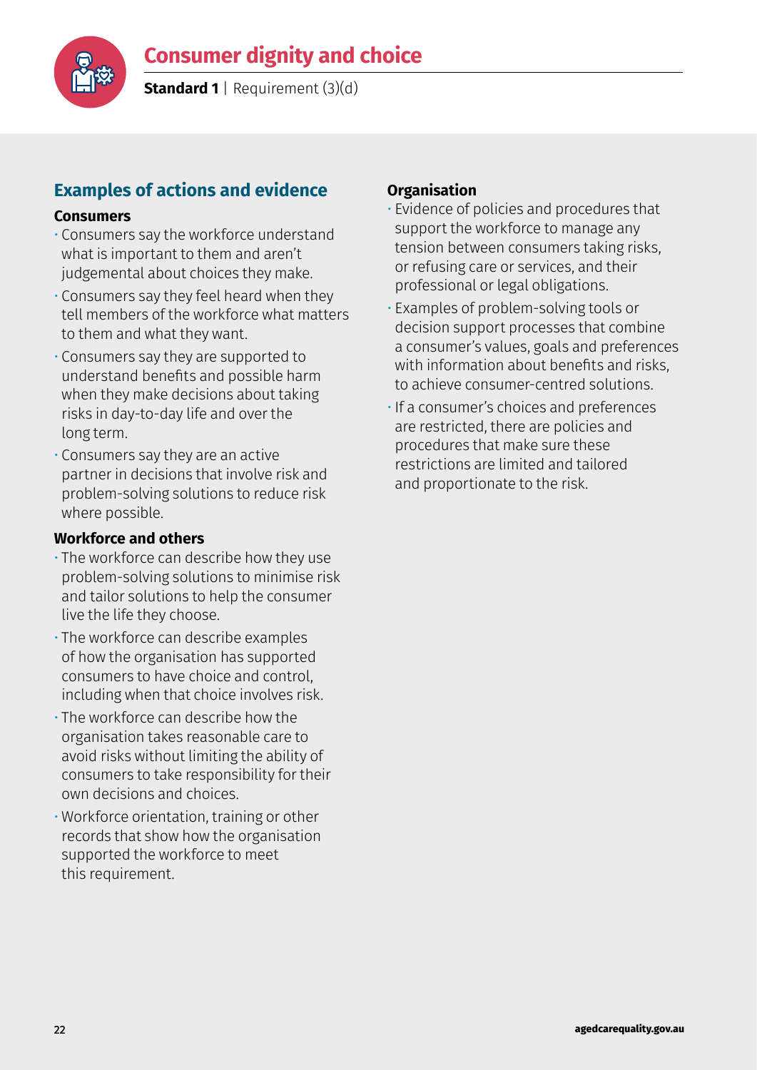# Consumer dignity and choice

**Standard 1** | Requirement (3)(d)

## Examples of actions and evidence

### Consumers

- Consumers say the workforce understand what is important to them and aren't judgemental about choices they make.
- Consumers say they feel heard when they tell members of the workforce what matters to them and what they want.
- Consumers say they are supported to understand benefits and possible harm when they make decisions about taking risks in day-to-day life and over the long term.
- Consumers say they are an active partner in decisions that involve risk and problem-solving solutions to reduce risk where possible.

### Workforce and others

- The workforce can describe how they use problem-solving solutions to minimise risk and tailor solutions to help the consumer live the life they choose.
- The workforce can describe examples of how the organisation has supported consumers to have choice and control, including when that choice involves risk.
- The workforce can describe how the organisation takes reasonable care to avoid risks without limiting the ability of consumers to take responsibility for their own decisions and choices.
- Workforce orientation, training or other records that show how the organisation supported the workforce to meet this requirement.

### Organisation

- Evidence of policies and procedures that support the workforce to manage any tension between consumers taking risks, or refusing care or services, and their professional or legal obligations.
- Examples of problem-solving tools or decision support processes that combine a consumer's values, goals and preferences with information about benefits and risks, to achieve consumer-centred solutions.
- If a consumer's choices and preferences are restricted, there are policies and procedures that make sure these restrictions are limited and tailored and proportionate to the risk.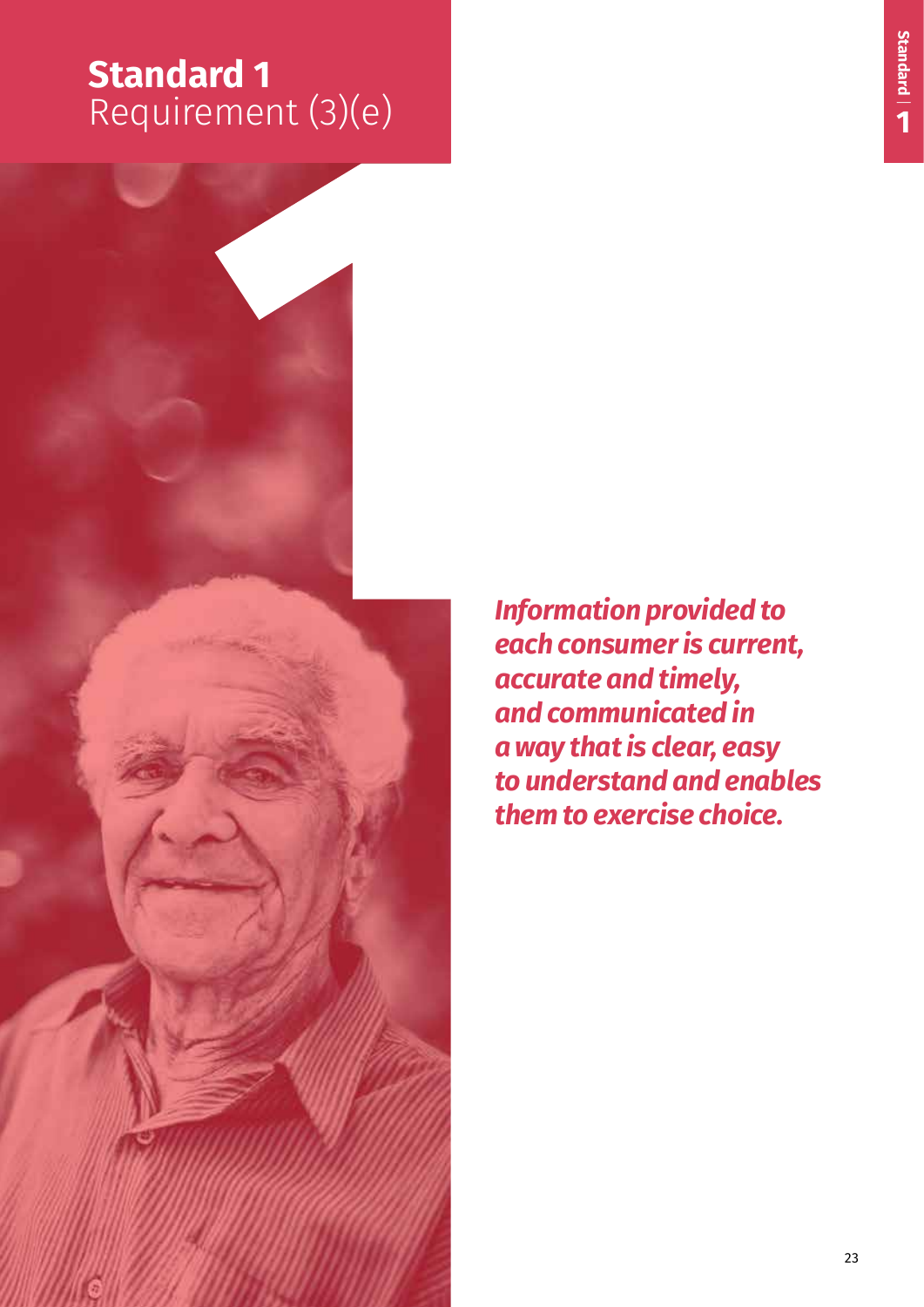# Standard 1
## Requirement (3)(e)

***Information provided to each consumer is current, accurate and timely, and communicated in a way that is clear, easy to understand and enables them to exercise choice.***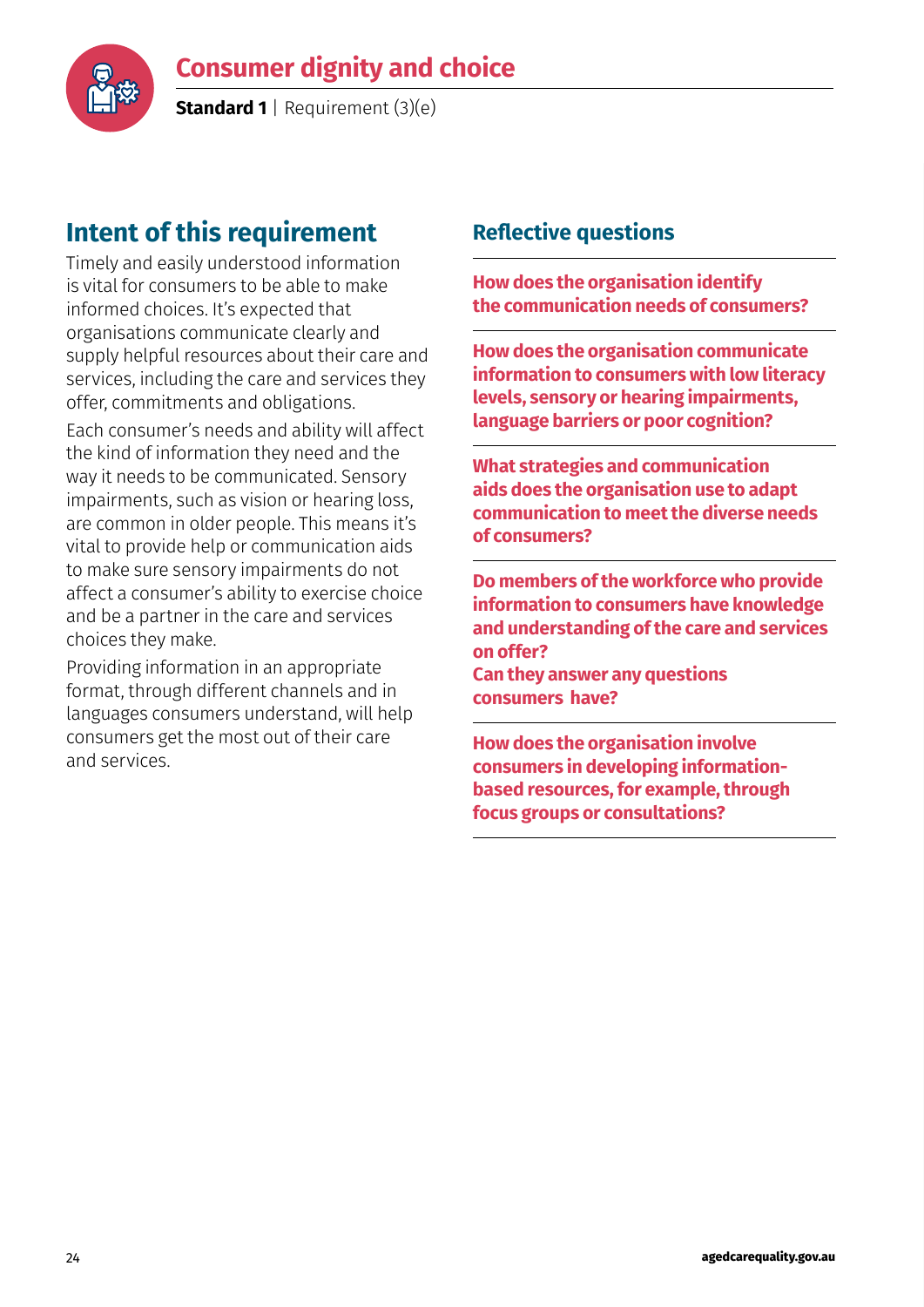# Consumer dignity and choice

**Standard 1** | Requirement (3)(e)

## Intent of this requirement

Timely and easily understood information is vital for consumers to be able to make informed choices. It's expected that organisations communicate clearly and supply helpful resources about their care and services, including the care and services they offer, commitments and obligations.

Each consumer's needs and ability will affect the kind of information they need and the way it needs to be communicated. Sensory impairments, such as vision or hearing loss, are common in older people. This means it's vital to provide help or communication aids to make sure sensory impairments do not affect a consumer's ability to exercise choice and be a partner in the care and services choices they make.

Providing information in an appropriate format, through different channels and in languages consumers understand, will help consumers get the most out of their care and services.

## Reflective questions

**How does the organisation identify the communication needs of consumers?**

**How does the organisation communicate information to consumers with low literacy levels, sensory or hearing impairments, language barriers or poor cognition?**

**What strategies and communication aids does the organisation use to adapt communication to meet the diverse needs of consumers?**

**Do members of the workforce who provide information to consumers have knowledge and understanding of the care and services on offer?**
**Can they answer any questions consumers have?**

**How does the organisation involve consumers in developing information-based resources, for example, through focus groups or consultations?**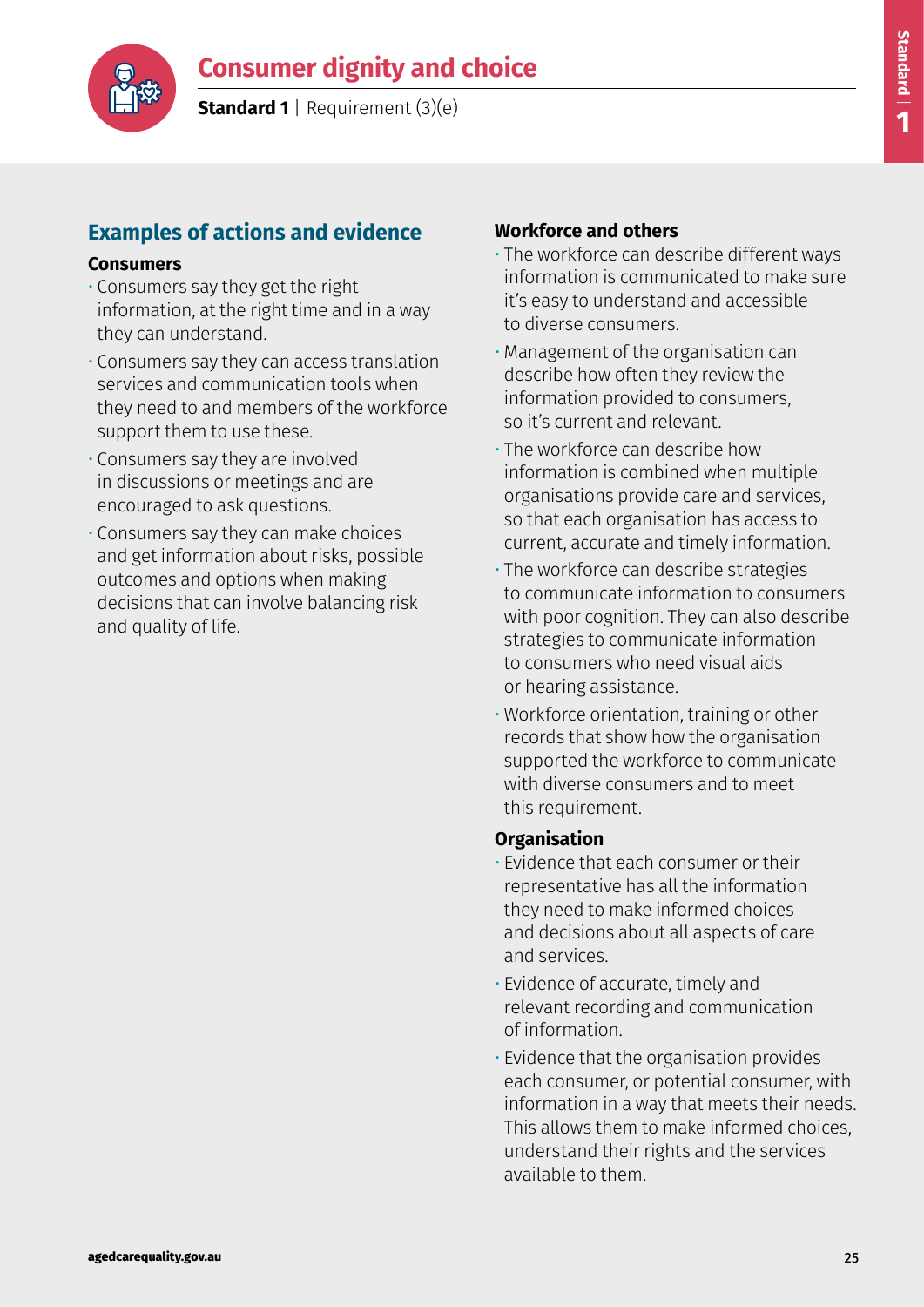# Consumer dignity and choice

**Standard 1** | Requirement (3)(e)

## Examples of actions and evidence

### Consumers

- Consumers say they get the right information, at the right time and in a way they can understand.
- Consumers say they can access translation services and communication tools when they need to and members of the workforce support them to use these.
- Consumers say they are involved in discussions or meetings and are encouraged to ask questions.
- Consumers say they can make choices and get information about risks, possible outcomes and options when making decisions that can involve balancing risk and quality of life.

### Workforce and others

- The workforce can describe different ways information is communicated to make sure it's easy to understand and accessible to diverse consumers.
- Management of the organisation can describe how often they review the information provided to consumers, so it's current and relevant.
- The workforce can describe how information is combined when multiple organisations provide care and services, so that each organisation has access to current, accurate and timely information.
- The workforce can describe strategies to communicate information to consumers with poor cognition. They can also describe strategies to communicate information to consumers who need visual aids or hearing assistance.
- Workforce orientation, training or other records that show how the organisation supported the workforce to communicate with diverse consumers and to meet this requirement.

### Organisation

- Evidence that each consumer or their representative has all the information they need to make informed choices and decisions about all aspects of care and services.
- Evidence of accurate, timely and relevant recording and communication of information.
- Evidence that the organisation provides each consumer, or potential consumer, with information in a way that meets their needs. This allows them to make informed choices, understand their rights and the services available to them.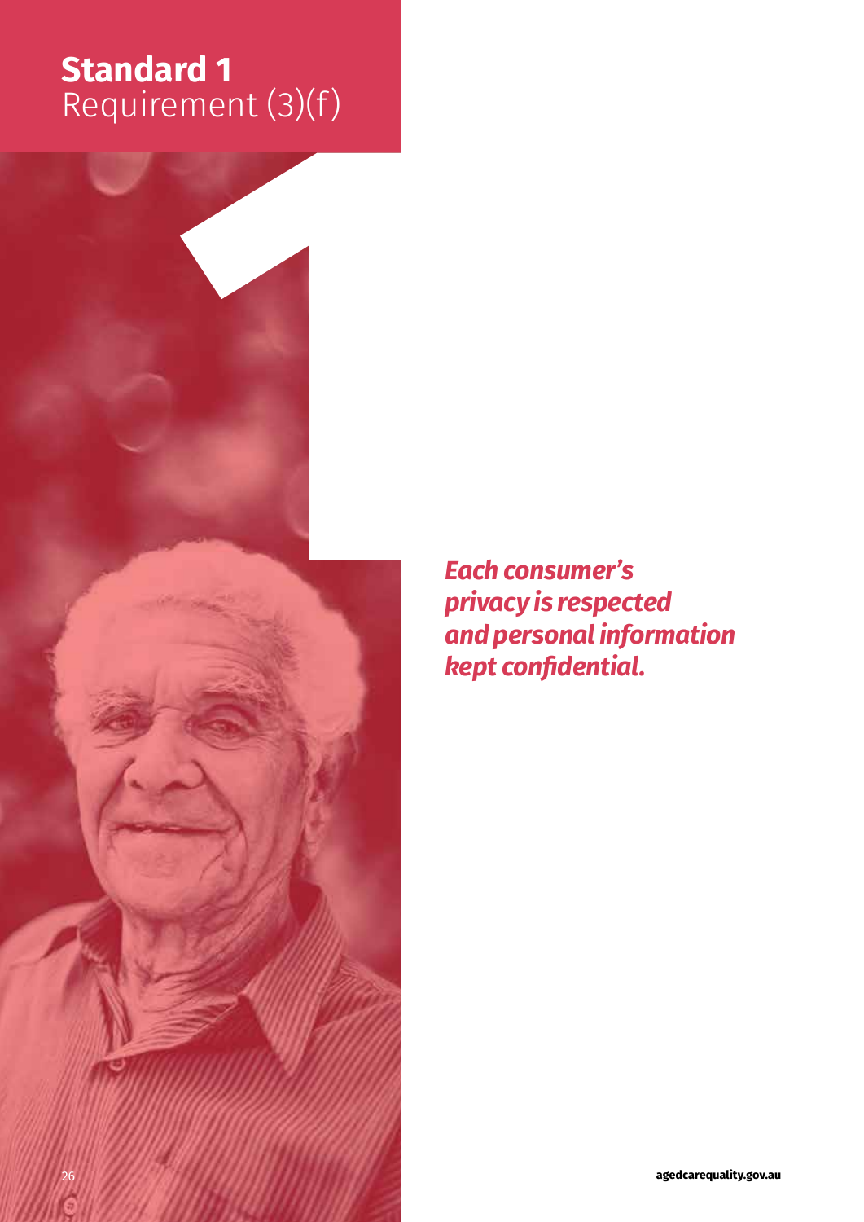# Standard 1
## Requirement (3)(f)

***Each consumer's privacy is respected and personal information kept confidential.***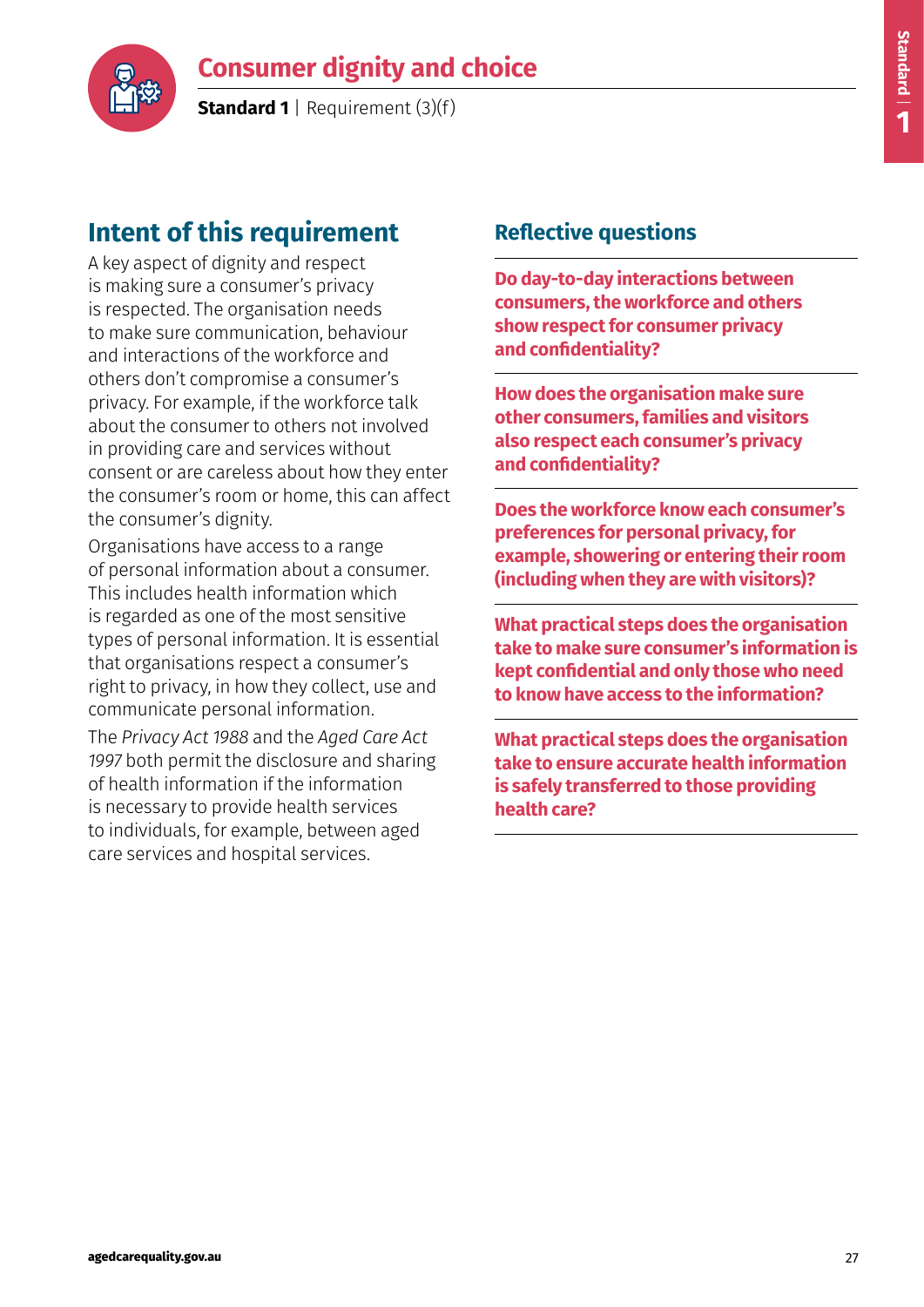# Consumer dignity and choice

**Standard 1** | Requirement (3)(f)

## Intent of this requirement

A key aspect of dignity and respect is making sure a consumer's privacy is respected. The organisation needs to make sure communication, behaviour and interactions of the workforce and others don't compromise a consumer's privacy. For example, if the workforce talk about the consumer to others not involved in providing care and services without consent or are careless about how they enter the consumer's room or home, this can affect the consumer's dignity.

Organisations have access to a range of personal information about a consumer. This includes health information which is regarded as one of the most sensitive types of personal information. It is essential that organisations respect a consumer's right to privacy, in how they collect, use and communicate personal information.

The *Privacy Act 1988* and the *Aged Care Act 1997* both permit the disclosure and sharing of health information if the information is necessary to provide health services to individuals, for example, between aged care services and hospital services.

## Reflective questions

**Do day-to-day interactions between consumers, the workforce and others show respect for consumer privacy and confidentiality?**

**How does the organisation make sure other consumers, families and visitors also respect each consumer's privacy and confidentiality?**

**Does the workforce know each consumer's preferences for personal privacy, for example, showering or entering their room (including when they are with visitors)?**

**What practical steps does the organisation take to make sure consumer's information is kept confidential and only those who need to know have access to the information?**

**What practical steps does the organisation take to ensure accurate health information is safely transferred to those providing health care?**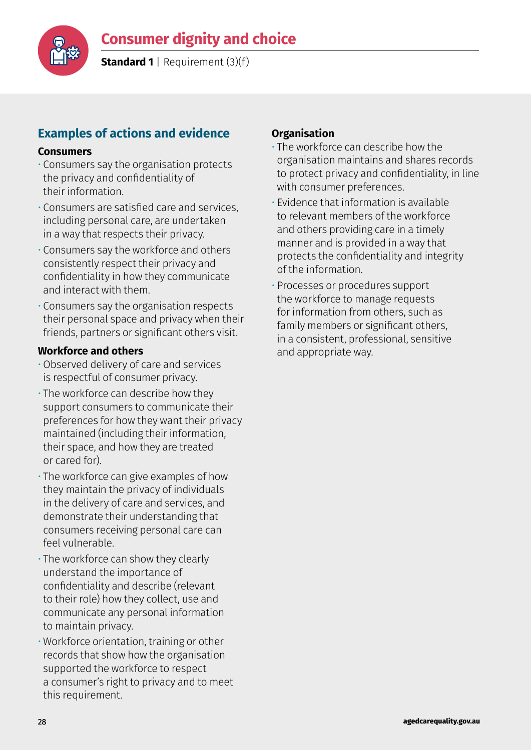# Consumer dignity and choice

**Standard 1** | Requirement (3)(f)

## Examples of actions and evidence

### Consumers

- Consumers say the organisation protects the privacy and confidentiality of their information.
- Consumers are satisfied care and services, including personal care, are undertaken in a way that respects their privacy.
- Consumers say the workforce and others consistently respect their privacy and confidentiality in how they communicate and interact with them.
- Consumers say the organisation respects their personal space and privacy when their friends, partners or significant others visit.

### Workforce and others

- Observed delivery of care and services is respectful of consumer privacy.
- The workforce can describe how they support consumers to communicate their preferences for how they want their privacy maintained (including their information, their space, and how they are treated or cared for).
- The workforce can give examples of how they maintain the privacy of individuals in the delivery of care and services, and demonstrate their understanding that consumers receiving personal care can feel vulnerable.
- The workforce can show they clearly understand the importance of confidentiality and describe (relevant to their role) how they collect, use and communicate any personal information to maintain privacy.
- Workforce orientation, training or other records that show how the organisation supported the workforce to respect a consumer's right to privacy and to meet this requirement.

### Organisation

- The workforce can describe how the organisation maintains and shares records to protect privacy and confidentiality, in line with consumer preferences.
- Evidence that information is available to relevant members of the workforce and others providing care in a timely manner and is provided in a way that protects the confidentiality and integrity of the information.
- Processes or procedures support the workforce to manage requests for information from others, such as family members or significant others, in a consistent, professional, sensitive and appropriate way.